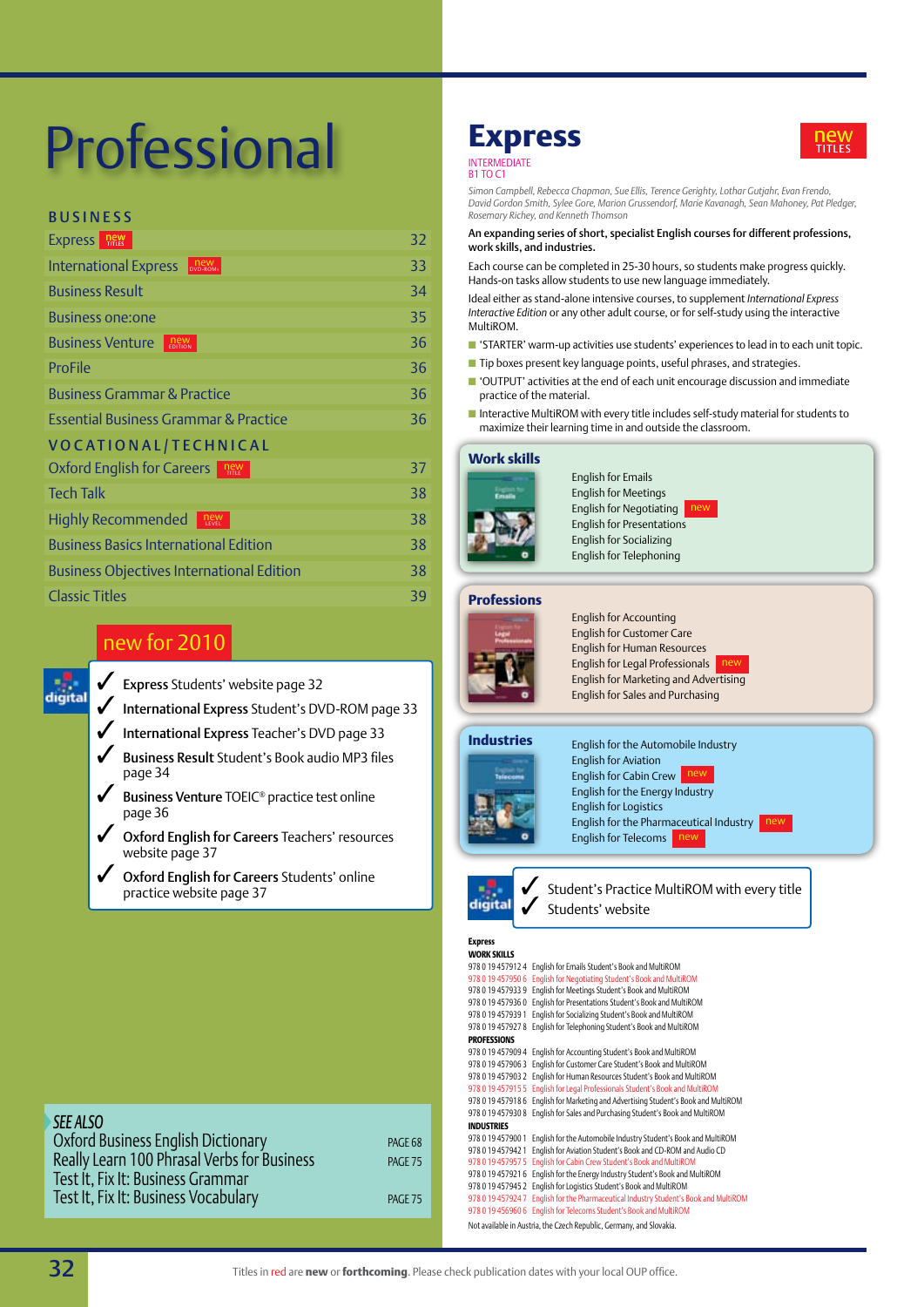# Professional

## BUSINESS

| | |
|---|---|
| Express new TITLES | 32 |
| International Express new DVD-ROMs | 33 |
| Business Result | 34 |
| Business one:one | 35 |
| Business Venture new EDITION | 36 |
| ProFile | 36 |
| Business Grammar & Practice | 36 |
| Essential Business Grammar & Practice | 36 |

## VOCATIONAL/TECHNICAL

| | |
|---|---|
| Oxford English for Careers new TITLE | 37 |
| Tech Talk | 38 |
| Highly Recommended new LEVEL | 38 |
| Business Basics International Edition | 38 |
| Business Objectives International Edition | 38 |
| Classic Titles | 39 |

### new for 2010

digital

- ✓ **Express** Students' website page 32
- ✓ **International Express** Student's DVD-ROM page 33
- ✓ **International Express** Teacher's DVD page 33
- ✓ **Business Result** Student's Book audio MP3 files page 34
- ✓ **Business Venture** TOEIC® practice test online page 36
- ✓ **Oxford English for Careers** Teachers' resources website page 37
- ✓ **Oxford English for Careers** Students' online practice website page 37

*SEE ALSO*

| | |
|---|---|
| Oxford Business English Dictionary | PAGE 68 |
| Really Learn 100 Phrasal Verbs for Business | PAGE 75 |
| Test It, Fix It: Business Grammar | |
| Test It, Fix It: Business Vocabulary | PAGE 75 |

# Express

new TITLES

INTERMEDIATE
B1 TO C1

*Simon Campbell, Rebecca Chapman, Sue Ellis, Terence Gerighty, Lothar Gutjahr, Evan Frendo, David Gordon Smith, Sylee Gore, Marion Grussendorf, Marie Kavanagh, Sean Mahoney, Pat Pledger, Rosemary Richey, and Kenneth Thomson*

**An expanding series of short, specialist English courses for different professions, work skills, and industries.**

Each course can be completed in 25-30 hours, so students make progress quickly. Hands-on tasks allow students to use new language immediately.

Ideal either as stand-alone intensive courses, to supplement *International Express Interactive Edition* or any other adult course, or for self-study using the interactive MultiROM.

- 'STARTER' warm-up activities use students' experiences to lead in to each unit topic.
- Tip boxes present key language points, useful phrases, and strategies.
- 'OUTPUT' activities at the end of each unit encourage discussion and immediate practice of the material.
- Interactive MultiROM with every title includes self-study material for students to maximize their learning time in and outside the classroom.

### Work skills

- English for Emails
- English for Meetings
- English for Negotiating new
- English for Presentations
- English for Socializing
- English for Telephoning

### Professions

- English for Accounting
- English for Customer Care
- English for Human Resources
- English for Legal Professionals new
- English for Marketing and Advertising
- English for Sales and Purchasing

### Industries

- English for the Automobile Industry
- English for Aviation
- English for Cabin Crew new
- English for the Energy Industry
- English for Logistics
- English for the Pharmaceutical Industry new
- English for Telecoms new

digital

- ✓ Student's Practice MultiROM with every title
- ✓ Students' website

**Express**

**WORK SKILLS**

978 0 19 457912 4 English for Emails Student's Book and MultiROM
978 0 19 457950 6 English for Negotiating Student's Book and MultiROM
978 0 19 457933 9 English for Meetings Student's Book and MultiROM
978 0 19 457936 0 English for Presentations Student's Book and MultiROM
978 0 19 457939 1 English for Socializing Student's Book and MultiROM
978 0 19 457927 8 English for Telephoning Student's Book and MultiROM

**PROFESSIONS**

978 0 19 457909 4 English for Accounting Student's Book and MultiROM
978 0 19 457906 3 English for Customer Care Student's Book and MultiROM
978 0 19 457903 2 English for Human Resources Student's Book and MultiROM
978 0 19 457915 5 English for Legal Professionals Student's Book and MultiROM
978 0 19 457918 6 English for Marketing and Advertising Student's Book and MultiROM
978 0 19 457930 8 English for Sales and Purchasing Student's Book and MultiROM

**INDUSTRIES**

978 0 19 457900 1 English for the Automobile Industry Student's Book and MultiROM
978 0 19 457942 1 English for Aviation Student's Book and CD-ROM and Audio CD
978 0 19 457957 5 English for Cabin Crew Student's Book and MultiROM
978 0 19 457921 6 English for the Energy Industry Student's Book and MultiROM
978 0 19 457945 2 English for Logistics Student's Book and MultiROM
978 0 19 457924 7 English for the Pharmaceutical Industry Student's Book and MultiROM
978 0 19 456960 6 English for Telecoms Student's Book and MultiROM

Not available in Austria, the Czech Republic, Germany, and Slovakia.

Titles in red are **new** or **forthcoming**. Please check publication dates with your local OUP office.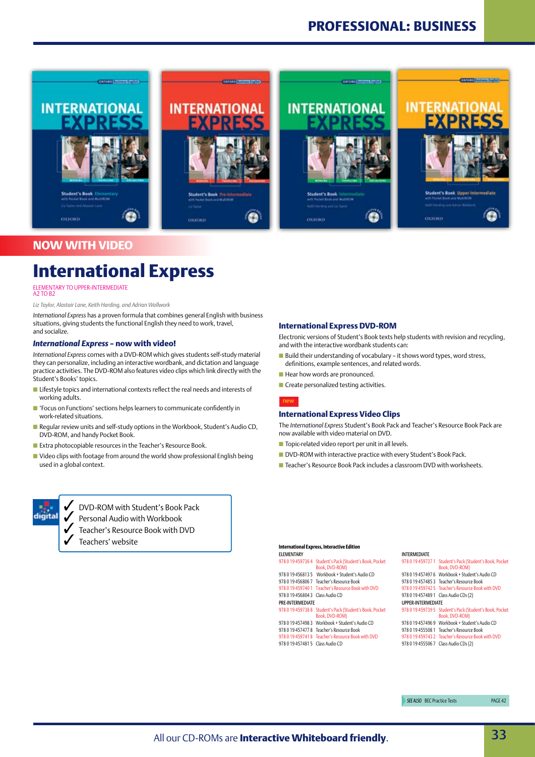# PROFESSIONAL: BUSINESS

NOW WITH VIDEO

## International Express

ELEMENTARY TO UPPER-INTERMEDIATE
A2 TO B2

*Liz Taylor, Alastair Lane, Keith Harding, and Adrian Wallwork*

*International Express* has a proven formula that combines general English with business situations, giving students the functional English they need to work, travel, and socialize.

### *International Express* – now with video!

*International Express* comes with a DVD-ROM which gives students self-study material they can personalize, including an interactive wordbank, and dictation and language practice activities. The DVD-ROM also features video clips which link directly with the Student's Books' topics.

- Lifestyle topics and international contexts reflect the real needs and interests of working adults.
- 'Focus on Functions' sections helps learners to communicate confidently in work-related situations.
- Regular review units and self-study options in the Workbook, Student's Audio CD, DVD-ROM, and handy Pocket Book.
- Extra photocopiable resources in the Teacher's Resource Book.
- Video clips with footage from around the world show professional English being used in a global context.

digital

- ✓ DVD-ROM with Student's Book Pack
- ✓ Personal Audio with Workbook
- ✓ Teacher's Resource Book with DVD
- ✓ Teachers' website

### International Express DVD-ROM

Electronic versions of Student's Book texts help students with revision and recycling, and with the interactive wordbank students can:

- Build their understanding of vocabulary – it shows word types, word stress, definitions, example sentences, and related words.
- Hear how words are pronounced.
- Create personalized testing activities.

new

### International Express Video Clips

The *International Express* Student's Book Pack and Teacher's Resource Book Pack are now available with video material on DVD.

- Topic-related video report per unit in all levels.
- DVD-ROM with interactive practice with every Student's Book Pack.
- Teacher's Resource Book Pack includes a classroom DVD with worksheets.

**International Express, Interactive Edition**

ELEMENTARY

| ISBN | Title |
|---|---|
| 978 0 19 459736 4 | Student's Pack (Student's Book, Pocket Book, DVD-ROM) |
| 978 0 19 456813 5 | Workbook + Student's Audio CD |
| 978 0 19 456806 7 | Teacher's Resource Book |
| 978 0 19 459740 1 | Teacher's Resource Book with DVD |
| 978 0 19 456804 3 | Class Audio CD |

PRE-INTERMEDIATE

| ISBN | Title |
|---|---|
| 978 0 19 459738 8 | Student's Pack (Student's Book, Pocket Book, DVD-ROM) |
| 978 0 19 457498 3 | Workbook + Student's Audio CD |
| 978 0 19 457477 8 | Teacher's Resource Book |
| 978 0 19 459741 8 | Teacher's Resource Book with DVD |
| 978 0 19 457481 5 | Class Audio CD |

INTERMEDIATE

| ISBN | Title |
|---|---|
| 978 0 19 459737 1 | Student's Pack (Student's Book, Pocket Book, DVD-ROM) |
| 978 0 19 457497 6 | Workbook + Student's Audio CD |
| 978 0 19 457485 3 | Teacher's Resource Book |
| 978 0 19 459742 5 | Teacher's Resource Book with DVD |
| 978 0 19 457489 1 | Class Audio CDs (2) |

UPPER-INTERMEDIATE

| ISBN | Title |
|---|---|
| 978 0 19 459739 5 | Student's Pack (Student's Book, Pocket Book, DVD-ROM) |
| 978 0 19 457496 9 | Workbook + Student's Audio CD |
| 978 0 19 455508 1 | Teacher's Resource Book |
| 978 0 19 459743 2 | Teacher's Resource Book with DVD |
| 978 0 19 455506 7 | Class Audio CDs (2) |

SEE ALSO BEC Practice Tests PAGE 42

All our CD-ROMs are **Interactive Whiteboard friendly**.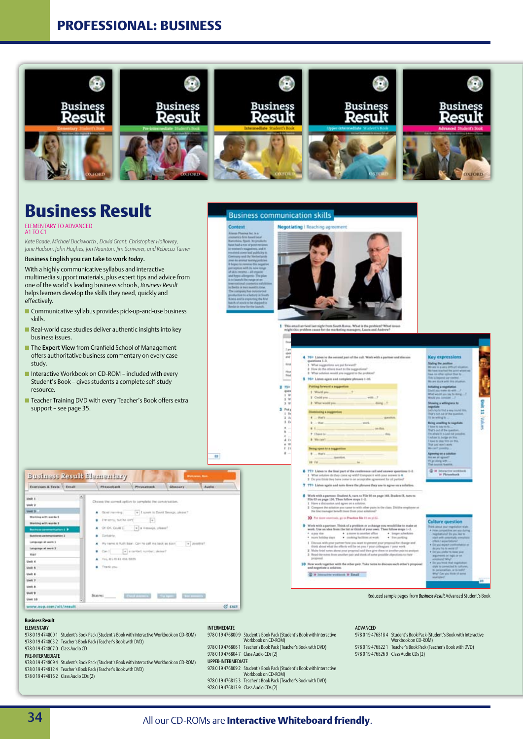# Business Result

ELEMENTARY TO ADVANCED
A1 TO C1

*Kate Baade, Michael Duckworth, David Grant, Christopher Holloway, Jane Hudson, John Hughes, Jon Naunton, Jim Scrivener, and Rebecca Turner*

Business English you can take to work *today*.

With a highly communicative syllabus and interactive multimedia support materials, plus expert tips and advice from one of the world's leading business schools, *Business Result* helps learners develop the skills they need, quickly and effectively.

- Communicative syllabus provides pick-up-and-use business skills.
- Real-world case studies deliver authentic insights into key business issues.
- The **Expert View** from Cranfield School of Management offers authoritative business commentary on every case study.
- Interactive Workbook on CD-ROM – included with every Student's Book – gives students a complete self-study resource.
- Teacher Training DVD with every Teacher's Book offers extra support – see page 35.

Reduced sample pages from *Business Result* Advanced Student's Book

**Business Result**

ELEMENTARY
978 0 19 474800 1 Student's Book Pack (Student's Book with Interactive Workbook on CD-ROM)
978 0 19 474803 2 Teacher's Book Pack (Teacher's Book with DVD)
978 0 19 474807 0 Class Audio CD

PRE-INTERMEDIATE
978 0 19 474809 4 Student's Book Pack (Student's Book with Interactive Workbook on CD-ROM)
978 0 19 474812 4 Teacher's Book Pack (Teacher's Book with DVD)
978 0 19 474816 2 Class Audio CDs (2)

INTERMEDIATE
978 0 19 476800 9 Student's Book Pack (Student's Book with Interactive Workbook on CD-ROM)
978 0 19 476806 1 Teacher's Book Pack (Teacher's Book with DVD)
978 0 19 476804 7 Class Audio CDs (2)

UPPER-INTERMEDIATE
978 0 19 476809 2 Student's Book Pack (Student's Book with Interactive Workbook on CD-ROM)
978 0 19 476815 3 Teacher's Book Pack (Teacher's Book with DVD)
978 0 19 476813 9 Class Audio CDs (2)

ADVANCED
978 0 19 476818 4 Student's Book Pack (Student's Book with Interactive Workbook on CD-ROM)
978 0 19 476822 1 Teacher's Book Pack (Teacher's Book with DVD)
978 0 19 476826 9 Class Audio CDs (2)

All our CD-ROMs are **Interactive Whiteboard friendly**.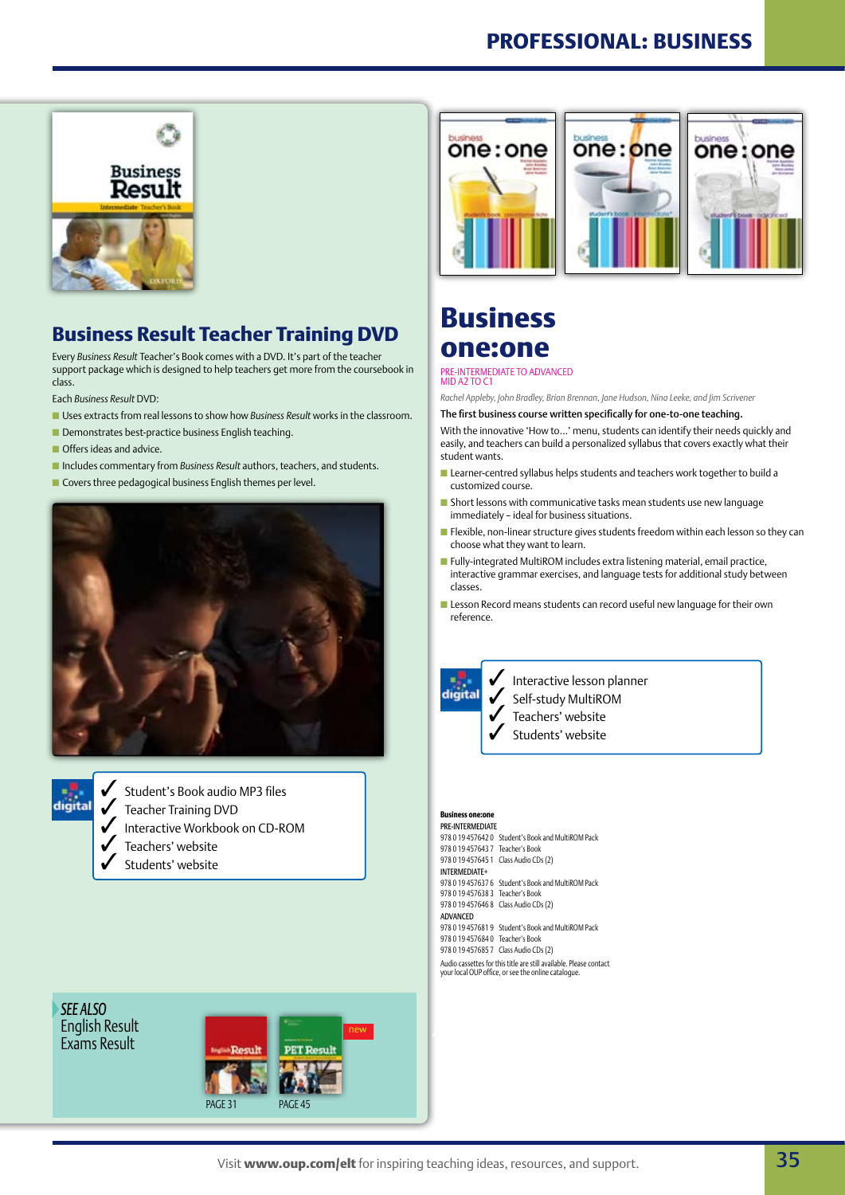## Business Result Teacher Training DVD

Every *Business Result* Teacher's Book comes with a DVD. It's part of the teacher support package which is designed to help teachers get more from the coursebook in class.

Each *Business Result* DVD:

- Uses extracts from real lessons to show how *Business Result* works in the classroom.
- Demonstrates best-practice business English teaching.
- Offers ideas and advice.
- Includes commentary from *Business Result* authors, teachers, and students.
- Covers three pedagogical business English themes per level.

digital

- ✓ Student's Book audio MP3 files
- ✓ Teacher Training DVD
- ✓ Interactive Workbook on CD-ROM
- ✓ Teachers' website
- ✓ Students' website

*SEE ALSO*
English Result
Exams Result

PAGE 31
PAGE 45

## Business one:one

PRE-INTERMEDIATE TO ADVANCED
MID A2 TO C1

*Rachel Appleby, John Bradley, Brian Brennan, Jane Hudson, Nina Leeke, and Jim Scrivener*

**The first business course written specifically for one-to-one teaching.**

With the innovative 'How to...' menu, students can identify their needs quickly and easily, and teachers can build a personalized syllabus that covers exactly what their student wants.

- Learner-centred syllabus helps students and teachers work together to build a customized course.
- Short lessons with communicative tasks mean students use new language immediately – ideal for business situations.
- Flexible, non-linear structure gives students freedom within each lesson so they can choose what they want to learn.
- Fully-integrated MultiROM includes extra listening material, email practice, interactive grammar exercises, and language tests for additional study between classes.
- Lesson Record means students can record useful new language for their own reference.

digital

- ✓ Interactive lesson planner
- ✓ Self-study MultiROM
- ✓ Teachers' website
- ✓ Students' website

**Business one:one**

**PRE-INTERMEDIATE**
978 0 19 457642 0 Student's Book and MultiROM Pack
978 0 19 457643 7 Teacher's Book
978 0 19 457645 1 Class Audio CDs (2)

**INTERMEDIATE+**
978 0 19 457637 6 Student's Book and MultiROM Pack
978 0 19 457638 3 Teacher's Book
978 0 19 457646 8 Class Audio CDs (2)

**ADVANCED**
978 0 19 457681 9 Student's Book and MultiROM Pack
978 0 19 457684 0 Teacher's Book
978 0 19 457685 7 Class Audio CDs (2)

Audio cassettes for this title are still available. Please contact your local OUP office, or see the online catalogue.

Visit **www.oup.com/elt** for inspiring teaching ideas, resources, and support.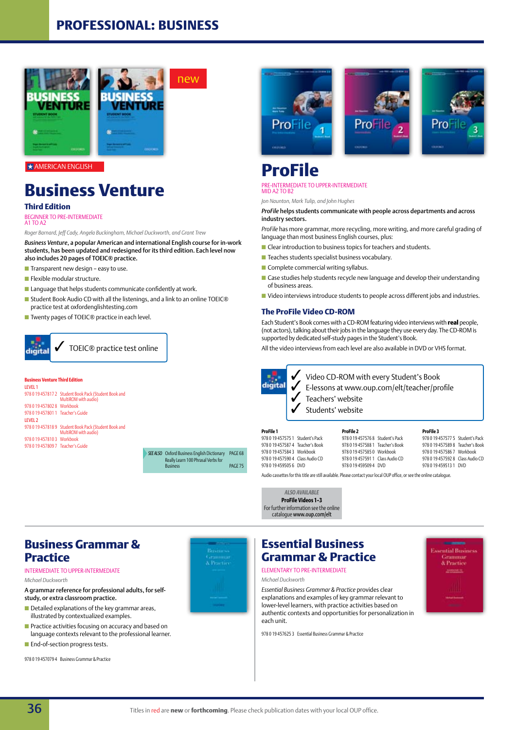# PROFESSIONAL: BUSINESS

new

★ AMERICAN ENGLISH

## Business Venture

### Third Edition

BEGINNER TO PRE-INTERMEDIATE
A1 TO A2

*Roger Barnard, Jeff Cady, Angela Buckingham, Michael Duckworth, and Grant Trew*

***Business Venture*, a popular American and international English course for in-work students, has been updated and redesigned for its third edition. Each level now also includes 20 pages of TOEIC® practice.**

- Transparent new design – easy to use.
- Flexible modular structure.
- Language that helps students communicate confidently at work.
- Student Book Audio CD with all the listenings, and a link to an online TOEIC® practice test at oxfordenglishtesting.com
- Twenty pages of TOEIC® practice in each level.

digital ✓ TOEIC® practice test online

**Business Venture Third Edition**

LEVEL 1
978 0 19 457817 2 Student Book Pack (Student Book and MultiROM with audio)
978 0 19 457802 8 Workbook
978 0 19 457801 1 Teacher's Guide

LEVEL 2
978 0 19 457818 9 Student Book Pack (Student Book and MultiROM with audio)
978 0 19 457810 3 Workbook
978 0 19 457809 7 Teacher's Guide

*SEE ALSO* Oxford Business English Dictionary PAGE 68
Really Learn 100 Phrasal Verbs for Business PAGE 75

## ProFile

PRE-INTERMEDIATE TO UPPER-INTERMEDIATE
MID A2 TO B2

*Jon Naunton, Mark Tulip, and John Hughes*

***ProFile* helps students communicate with people across departments and across industry sectors.**

*ProFile* has more grammar, more recycling, more writing, and more careful grading of language than most business English courses, plus:

- Clear introduction to business topics for teachers and students.
- Teaches students specialist business vocabulary.
- Complete commercial writing syllabus.
- Case studies help students recycle new language and develop their understanding of business areas.
- Video interviews introduce students to people across different jobs and industries.

### The ProFile Video CD-ROM

Each Student's Book comes with a CD-ROM featuring video interviews with **real** people, (not actors), talking about their jobs in the language they use every day. The CD-ROM is supported by dedicated self-study pages in the Student's Book.

All the video interviews from each level are also available in DVD or VHS format.

digital
✓ Video CD-ROM with every Student's Book
✓ E-lessons at www.oup.com/elt/teacher/profile
✓ Teachers' website
✓ Students' website

**ProFile 1**
978 0 19 457575 1 Student's Pack
978 0 19 457587 4 Teacher's Book
978 0 19 457584 3 Workbook
978 0 19 457590 4 Class Audio CD
978 0 19 459505 6 DVD

**ProFile 2**
978 0 19 457576 8 Student's Pack
978 0 19 457588 1 Teacher's Book
978 0 19 457585 0 Workbook
978 0 19 457591 1 Class Audio CD
978 0 19 459509 4 DVD

**ProFile 3**
978 0 19 457577 5 Student's Pack
978 0 19 457589 8 Teacher's Book
978 0 19 457586 7 Workbook
978 0 19 457592 8 Class Audio CD
978 0 19 459513 1 DVD

Audio cassettes for this title are still available. Please contact your local OUP office, or see the online catalogue.

*ALSO AVAILABLE*
**ProFile Videos 1–3**
For further information see the online catalogue **www.oup.com/elt**

## Business Grammar & Practice

INTERMEDIATE TO UPPER-INTERMEDIATE

*Michael Duckworth*

**A grammar reference for professional adults, for self-study, or extra classroom practice.**

- Detailed explanations of the key grammar areas, illustrated by contextualized examples.
- Practice activities focusing on accuracy and based on language contexts relevant to the professional learner.
- End-of-section progress tests.

978 0 19 457079 4 Business Grammar & Practice

## Essential Business Grammar & Practice

ELEMENTARY TO PRE-INTERMEDIATE

*Michael Duckworth*

*Essential Business Grammar & Practice* provides clear explanations and examples of key grammar relevant to lower-level learners, with practice activities based on authentic contexts and opportunities for personalization in each unit.

978 0 19 457625 3 Essential Business Grammar & Practice

Titles in red are **new** or **forthcoming**. Please check publication dates with your local OUP office.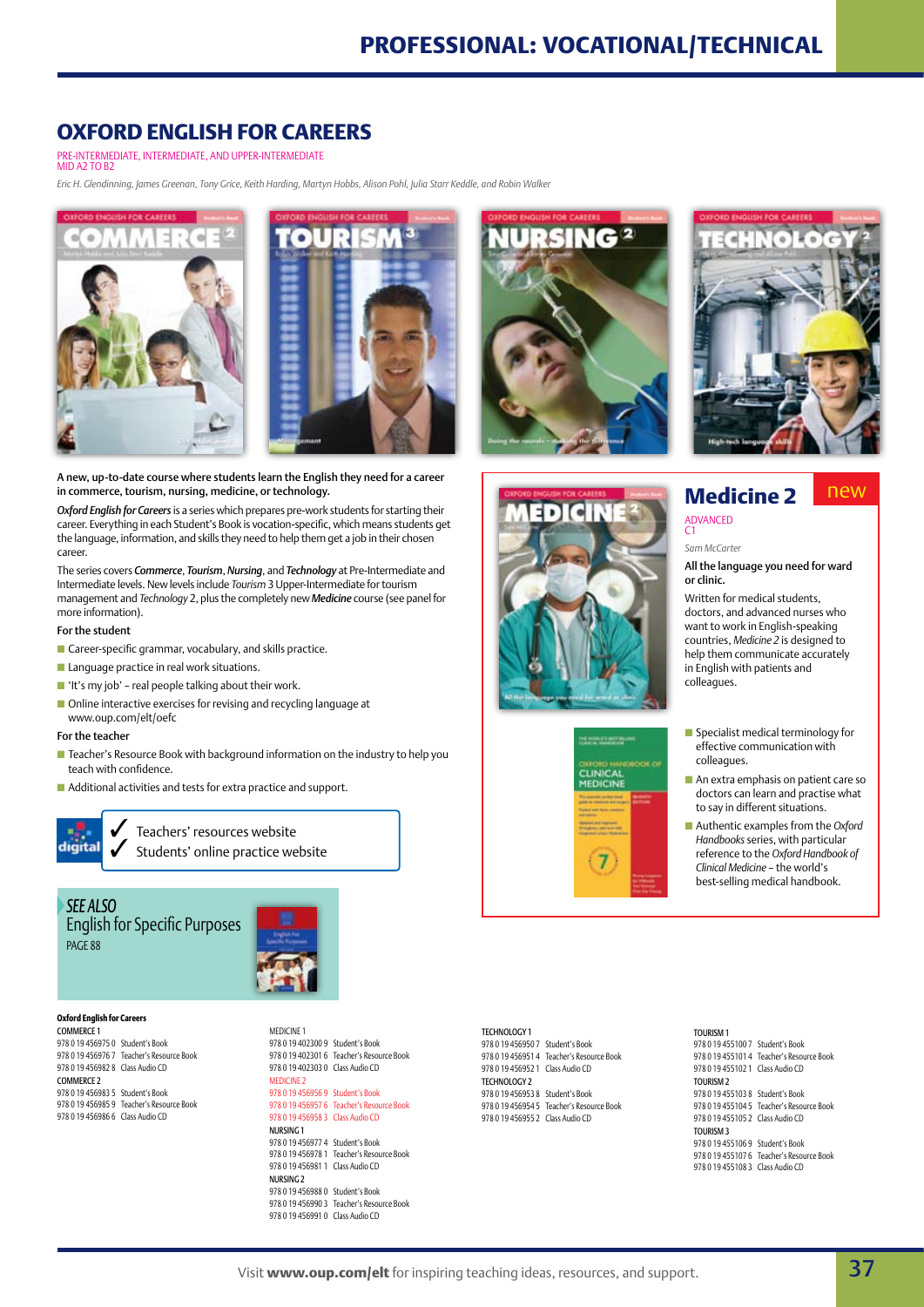# PROFESSIONAL: VOCATIONAL/TECHNICAL

## OXFORD ENGLISH FOR CAREERS

PRE-INTERMEDIATE, INTERMEDIATE, AND UPPER-INTERMEDIATE
MID A2 TO B2

*Eric H. Glendinning, James Greenan, Tony Grice, Keith Harding, Martyn Hobbs, Alison Pohl, Julia Starr Keddle, and Robin Walker*

**A new, up-to-date course where students learn the English they need for a career in commerce, tourism, nursing, medicine, or technology.**

*Oxford English for Careers* is a series which prepares pre-work students for starting their career. Everything in each Student's Book is vocation-specific, which means students get the language, information, and skills they need to help them get a job in their chosen career.

The series covers ***Commerce***, ***Tourism***, ***Nursing***, and ***Technology*** at Pre-Intermediate and Intermediate levels. New levels include *Tourism* 3 Upper-Intermediate for tourism management and *Technology* 2, plus the completely new ***Medicine*** course (see panel for more information).

**For the student**

- Career-specific grammar, vocabulary, and skills practice.
- Language practice in real work situations.
- 'It's my job' – real people talking about their work.
- Online interactive exercises for revising and recycling language at www.oup.com/elt/oefc

**For the teacher**

- Teacher's Resource Book with background information on the industry to help you teach with confidence.
- Additional activities and tests for extra practice and support.

digital
✓ Teachers' resources website
✓ Students' online practice website

*SEE ALSO*
English for Specific Purposes
PAGE 88

## Medicine 2 — new

ADVANCED
C1

*Sam McCarter*

**All the language you need for ward or clinic.**

Written for medical students, doctors, and advanced nurses who want to work in English-speaking countries, *Medicine 2* is designed to help them communicate accurately in English with patients and colleagues.

- Specialist medical terminology for effective communication with colleagues.
- An extra emphasis on patient care so doctors can learn and practise what to say in different situations.
- Authentic examples from the *Oxford Handbooks* series, with particular reference to the *Oxford Handbook of Clinical Medicine* – the world's best-selling medical handbook.

**Oxford English for Careers**

COMMERCE 1
978 0 19 456975 0 Student's Book
978 0 19 456976 7 Teacher's Resource Book
978 0 19 456982 8 Class Audio CD

COMMERCE 2
978 0 19 456983 5 Student's Book
978 0 19 456985 9 Teacher's Resource Book
978 0 19 456986 6 Class Audio CD

MEDICINE 1
978 0 19 402300 9 Student's Book
978 0 19 402301 6 Teacher's Resource Book
978 0 19 402303 0 Class Audio CD

MEDICINE 2
978 0 19 456956 9 Student's Book
978 0 19 456957 6 Teacher's Resource Book
978 0 19 456958 3 Class Audio CD

NURSING 1
978 0 19 456977 4 Student's Book
978 0 19 456978 1 Teacher's Resource Book
978 0 19 456981 1 Class Audio CD

NURSING 2
978 0 19 456988 0 Student's Book
978 0 19 456990 3 Teacher's Resource Book
978 0 19 456991 0 Class Audio CD

TECHNOLOGY 1
978 0 19 456950 7 Student's Book
978 0 19 456951 4 Teacher's Resource Book
978 0 19 456952 1 Class Audio CD

TECHNOLOGY 2
978 0 19 456953 8 Student's Book
978 0 19 456954 5 Teacher's Resource Book
978 0 19 456955 2 Class Audio CD

TOURISM 1
978 0 19 455100 7 Student's Book
978 0 19 455101 4 Teacher's Resource Book
978 0 19 455102 1 Class Audio CD

TOURISM 2
978 0 19 455103 8 Student's Book
978 0 19 455104 5 Teacher's Resource Book
978 0 19 455105 2 Class Audio CD

TOURISM 3
978 0 19 455106 9 Student's Book
978 0 19 455107 6 Teacher's Resource Book
978 0 19 455108 3 Class Audio CD

Visit **www.oup.com/elt** for inspiring teaching ideas, resources, and support.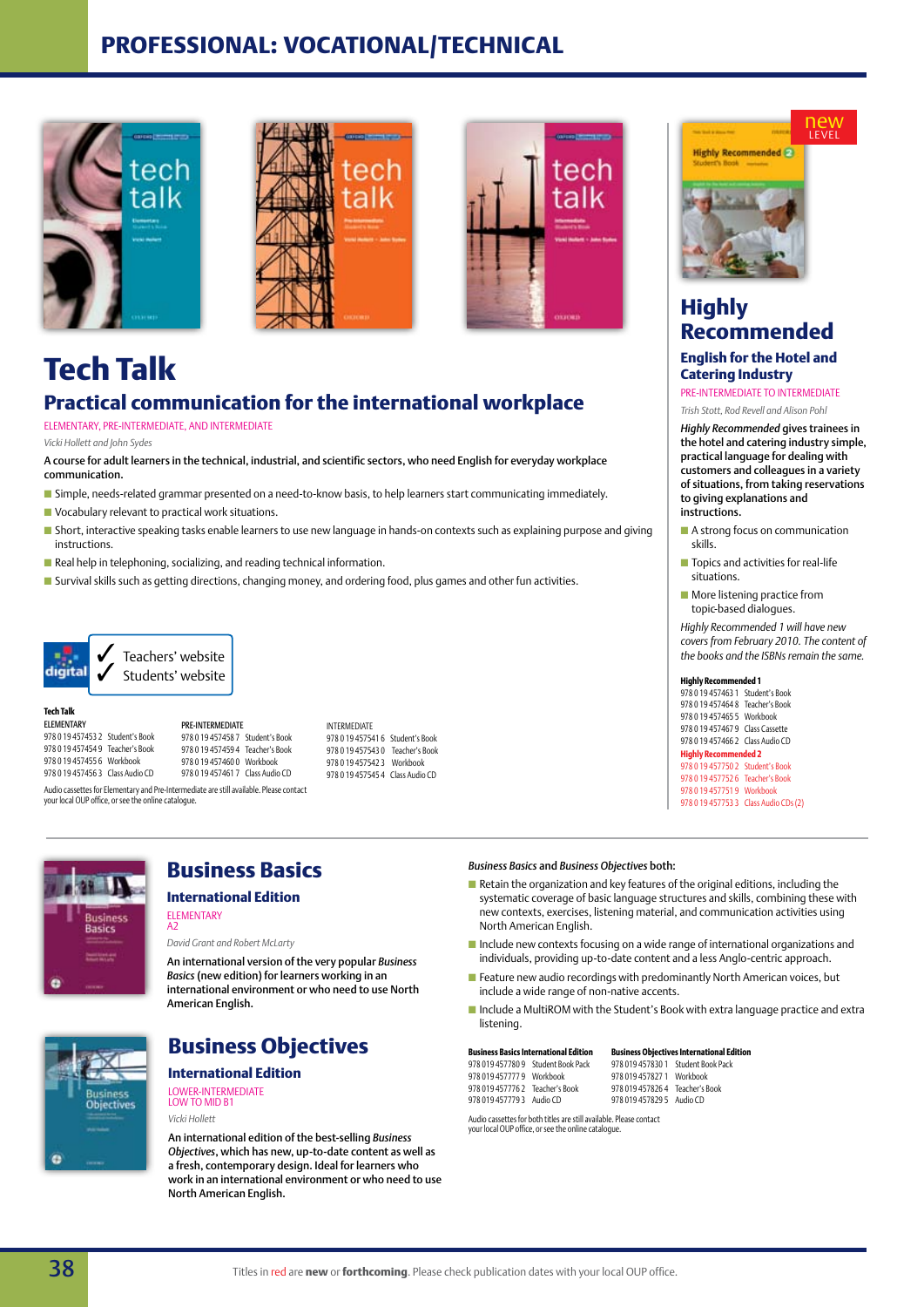# PROFESSIONAL: VOCATIONAL/TECHNICAL

## Tech Talk

### Practical communication for the international workplace

ELEMENTARY, PRE-INTERMEDIATE, AND INTERMEDIATE

*Vicki Hollett and John Sydes*

A course for adult learners in the technical, industrial, and scientific sectors, who need English for everyday workplace communication.

- Simple, needs-related grammar presented on a need-to-know basis, to help learners start communicating immediately.
- Vocabulary relevant to practical work situations.
- Short, interactive speaking tasks enable learners to use new language in hands-on contexts such as explaining purpose and giving instructions.
- Real help in telephoning, socializing, and reading technical information.
- Survival skills such as getting directions, changing money, and ordering food, plus games and other fun activities.

digital
✓ Teachers' website
✓ Students' website

**Tech Talk**

ELEMENTARY
978 0 19 457453 2 Student's Book
978 0 19 457454 9 Teacher's Book
978 0 19 457455 6 Workbook
978 0 19 457456 3 Class Audio CD

PRE-INTERMEDIATE
978 0 19 457458 7 Student's Book
978 0 19 457459 4 Teacher's Book
978 0 19 457460 0 Workbook
978 0 19 457461 7 Class Audio CD

INTERMEDIATE
978 0 19 457541 6 Student's Book
978 0 19 457543 0 Teacher's Book
978 0 19 457542 3 Workbook
978 0 19 457545 4 Class Audio CD

Audio cassettes for Elementary and Pre-Intermediate are still available. Please contact your local OUP office, or see the online catalogue.

new LEVEL

## Highly Recommended

### English for the Hotel and Catering Industry

PRE-INTERMEDIATE TO INTERMEDIATE

*Trish Stott, Rod Revell and Alison Pohl*

*Highly Recommended* gives trainees in the hotel and catering industry simple, practical language for dealing with customers and colleagues in a variety of situations, from taking reservations to giving explanations and instructions.

- A strong focus on communication skills.
- Topics and activities for real-life situations.
- More listening practice from topic-based dialogues.

*Highly Recommended 1 will have new covers from February 2010. The content of the books and the ISBNs remain the same.*

**Highly Recommended 1**
978 0 19 457463 1 Student's Book
978 0 19 457464 8 Teacher's Book
978 0 19 457465 5 Workbook
978 0 19 457467 9 Class Cassette
978 0 19 457466 2 Class Audio CD

**Highly Recommended 2**
978 0 19 457750 2 Student's Book
978 0 19 457752 6 Teacher's Book
978 0 19 457751 9 Workbook
978 0 19 457753 3 Class Audio CDs (2)

## Business Basics

### International Edition

ELEMENTARY
A2

*David Grant and Robert McLarty*

An international version of the very popular *Business Basics* (new edition) for learners working in an international environment or who need to use North American English.

## Business Objectives

### International Edition

LOWER-INTERMEDIATE
LOW TO MID B1

*Vicki Hollett*

An international edition of the best-selling *Business Objectives*, which has new, up-to-date content as well as a fresh, contemporary design. Ideal for learners who work in an international environment or who need to use North American English.

*Business Basics* and *Business Objectives* both:

- Retain the organization and key features of the original editions, including the systematic coverage of basic language structures and skills, combining these with new contexts, exercises, listening material, and communication activities using North American English.
- Include new contexts focusing on a wide range of international organizations and individuals, providing up-to-date content and a less Anglo-centric approach.
- Feature new audio recordings with predominantly North American voices, but include a wide range of non-native accents.
- Include a MultiROM with the Student's Book with extra language practice and extra listening.

**Business Basics International Edition**
978 019 457780 9 Student Book Pack
978 019 457777 9 Workbook
978 019 457776 2 Teacher's Book
978 019 457779 3 Audio CD

**Business Objectives International Edition**
978 019 457830 1 Student Book Pack
978 019 457827 1 Workbook
978 019 457826 4 Teacher's Book
978 019 457829 5 Audio CD

Audio cassettes for both titles are still available. Please contact your local OUP office, or see the online catalogue.

Titles in red are **new** or **forthcoming**. Please check publication dates with your local OUP office.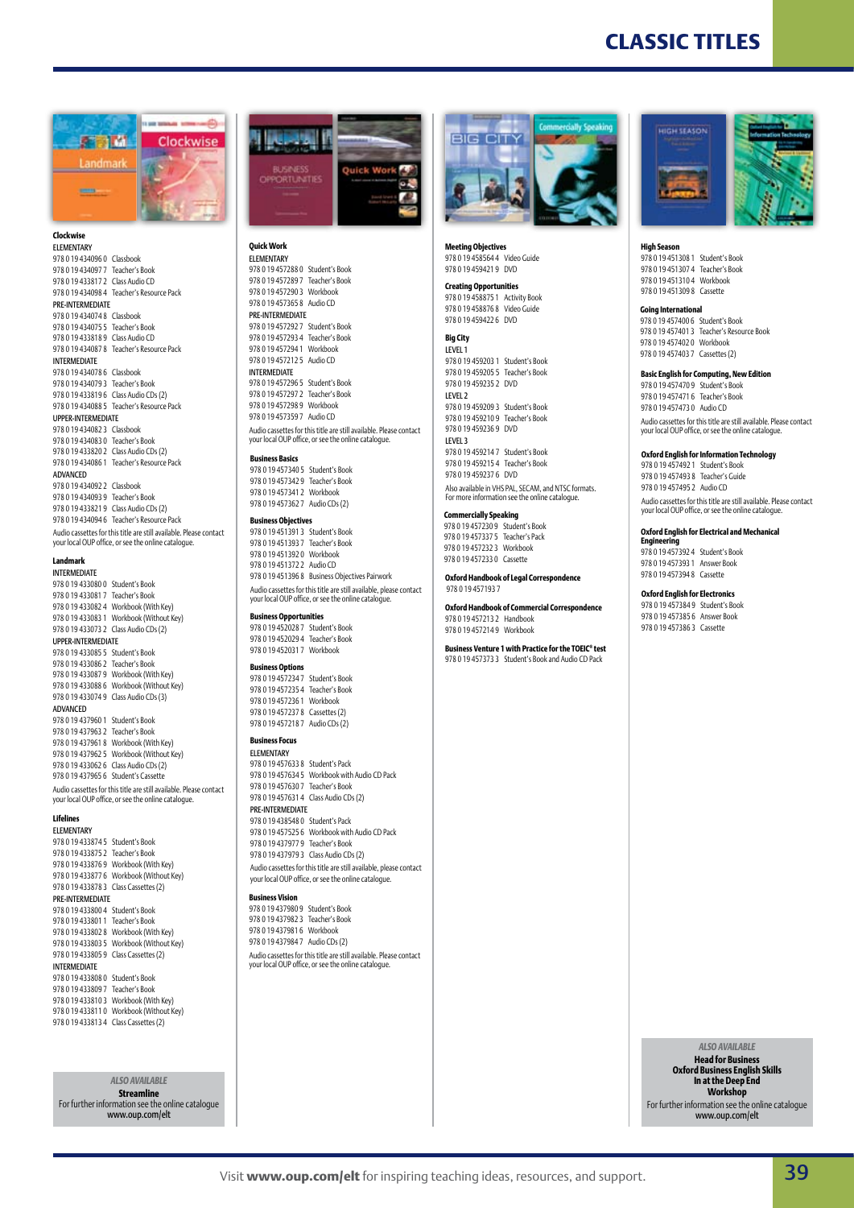# CLASSIC TITLES

**Clockwise**

ELEMENTARY
978 0 19 434096 0 Classbook
978 0 19 434097 7 Teacher's Book
978 0 19 433817 2 Class Audio CD
978 0 19 434098 4 Teacher's Resource Pack

PRE-INTERMEDIATE
978 0 19 434074 8 Classbook
978 0 19 434075 5 Teacher's Book
978 0 19 433818 9 Class Audio CD
978 0 19 434087 8 Teacher's Resource Pack

INTERMEDIATE
978 0 19 434078 6 Classbook
978 0 19 434079 3 Teacher's Book
978 0 19 433819 6 Class Audio CDs (2)
978 0 19 434088 5 Teacher's Resource Pack

UPPER-INTERMEDIATE
978 0 19 434082 3 Classbook
978 0 19 434083 0 Teacher's Book
978 0 19 433820 2 Class Audio CDs (2)
978 0 19 434086 1 Teacher's Resource Pack

ADVANCED
978 0 19 434092 2 Classbook
978 0 19 434093 9 Teacher's Book
978 0 19 433821 9 Class Audio CDs (2)
978 0 19 434094 6 Teacher's Resource Pack

Audio cassettes for this title are still available. Please contact your local OUP office, or see the online catalogue.

**Landmark**

INTERMEDIATE
978 0 19 433080 0 Student's Book
978 0 19 433081 7 Teacher's Book
978 0 19 433082 4 Workbook (With Key)
978 0 19 433083 1 Workbook (Without Key)
978 0 19 433073 2 Class Audio CDs (2)

UPPER-INTERMEDIATE
978 0 19 433085 5 Student's Book
978 0 19 433086 2 Teacher's Book
978 0 19 433087 9 Workbook (With Key)
978 0 19 433088 6 Workbook (Without Key)
978 0 19 433074 9 Class Audio CDs (3)

ADVANCED
978 0 19 437960 1 Student's Book
978 0 19 437963 2 Teacher's Book
978 0 19 437961 8 Workbook (With Key)
978 0 19 437962 5 Workbook (Without Key)
978 0 19 433062 6 Class Audio CDs (2)
978 0 19 437965 6 Student's Cassette

Audio cassettes for this title are still available. Please contact your local OUP office, or see the online catalogue.

**Lifelines**

ELEMENTARY
978 0 19 433874 5 Student's Book
978 0 19 433875 2 Teacher's Book
978 0 19 433876 9 Workbook (With Key)
978 0 19 433877 6 Workbook (Without Key)
978 0 19 433878 3 Class Cassettes (2)

PRE-INTERMEDIATE
978 0 19 433800 4 Student's Book
978 0 19 433801 1 Teacher's Book
978 0 19 433802 8 Workbook (With Key)
978 0 19 433803 5 Workbook (Without Key)
978 0 19 433805 9 Class Cassettes (2)

INTERMEDIATE
978 0 19 433808 0 Student's Book
978 0 19 433809 7 Teacher's Book
978 0 19 433810 3 Workbook (With Key)
978 0 19 433811 0 Workbook (Without Key)
978 0 19 433813 4 Class Cassettes (2)

*ALSO AVAILABLE*
**Streamline**
For further information see the online catalogue
www.oup.com/elt

**Quick Work**

ELEMENTARY
978 0 19 457288 0 Student's Book
978 0 19 457289 7 Teacher's Book
978 0 19 457290 3 Workbook
978 0 19 457365 8 Audio CD

PRE-INTERMEDIATE
978 0 19 457292 7 Student's Book
978 0 19 457293 4 Teacher's Book
978 0 19 457294 1 Workbook
978 0 19 457212 5 Audio CD

INTERMEDIATE
978 0 19 457296 5 Student's Book
978 0 19 457297 2 Teacher's Book
978 0 19 457298 9 Workbook
978 0 19 457359 7 Audio CD

Audio cassettes for this title are still available. Please contact your local OUP office, or see the online catalogue.

**Business Basics**
978 0 19 457340 5 Student's Book
978 0 19 457342 9 Teacher's Book
978 0 19 457341 2 Workbook
978 0 19 457362 7 Audio CDs (2)

**Business Objectives**
978 0 19 451391 3 Student's Book
978 0 19 451393 7 Teacher's Book
978 0 19 451392 0 Workbook
978 0 19 451372 2 Audio CD
978 0 19 451396 8 Business Objectives Pairwork

Audio cassettes for this title are still available, please contact your local OUP office, or see the online catalogue.

**Business Opportunities**
978 0 19 452028 7 Student's Book
978 0 19 452029 4 Teacher's Book
978 0 19 452031 7 Workbook

**Business Options**
978 0 19 457234 7 Student's Book
978 0 19 457235 4 Teacher's Book
978 0 19 457236 1 Workbook
978 0 19 457237 8 Cassettes (2)
978 0 19 457218 7 Audio CDs (2)

**Business Focus**

ELEMENTARY
978 0 19 457633 8 Student's Pack
978 0 19 457634 5 Workbook with Audio CD Pack
978 0 19 457630 7 Teacher's Book
978 0 19 457631 4 Class Audio CDs (2)

PRE-INTERMEDIATE
978 0 19 438548 0 Student's Pack
978 0 19 457525 6 Workbook with Audio CD Pack
978 0 19 437977 9 Teacher's Book
978 0 19 437979 3 Class Audio CDs (2)

Audio cassettes for this title are still available, please contact your local OUP office, or see the online catalogue.

**Business Vision**
978 0 19 437980 9 Student's Book
978 0 19 437982 3 Teacher's Book
978 0 19 437981 6 Workbook
978 0 19 437984 7 Audio CDs (2)

Audio cassettes for this title are still available. Please contact your local OUP office, or see the online catalogue.

**Meeting Objectives**
978 0 19 458564 4 Video Guide
978 0 19 459421 9 DVD

**Creating Opportunities**
978 0 19 458875 1 Activity Book
978 0 19 458876 8 Video Guide
978 0 19 459422 6 DVD

**Big City**

LEVEL 1
978 0 19 459203 1 Student's Book
978 0 19 459205 5 Teacher's Book
978 0 19 459235 2 DVD

LEVEL 2
978 0 19 459209 3 Student's Book
978 0 19 459210 9 Teacher's Book
978 0 19 459236 9 DVD

LEVEL 3
978 0 19 459214 7 Student's Book
978 0 19 459215 4 Teacher's Book
978 0 19 459237 6 DVD

Also available in VHS PAL, SECAM, and NTSC formats. For more information see the online catalogue.

**Commercially Speaking**
978 0 19 457230 9 Student's Book
978 0 19 457337 5 Teacher's Pack
978 0 19 457232 3 Workbook
978 0 19 457233 0 Cassette

**Oxford Handbook of Legal Correspondence**
978 0 19 457193 7

**Oxford Handbook of Commercial Correspondence**
978 0 19 457213 2 Handbook
978 0 19 457214 9 Workbook

**Business Venture 1 with Practice for the TOEIC® test**
978 0 19 457373 3 Student's Book and Audio CD Pack

**High Season**
978 0 19 451308 1 Student's Book
978 0 19 451307 4 Teacher's Book
978 0 19 451310 4 Workbook
978 0 19 451309 8 Cassette

**Going International**
978 0 19 457400 6 Student's Book
978 0 19 457401 3 Teacher's Resource Book
978 0 19 457402 0 Workbook
978 0 19 457403 7 Cassettes (2)

**Basic English for Computing, New Edition**
978 0 19 457470 9 Student's Book
978 0 19 457471 6 Teacher's Book
978 0 19 457473 0 Audio CD

Audio cassettes for this title are still available. Please contact your local OUP office, or see the online catalogue.

**Oxford English for Information Technology**
978 0 19 457492 1 Student's Book
978 0 19 457493 8 Teacher's Guide
978 0 19 457495 2 Audio CD

Audio cassettes for this title are still available. Please contact your local OUP office, or see the online catalogue.

**Oxford English for Electrical and Mechanical Engineering**
978 0 19 457392 4 Student's Book
978 0 19 457393 1 Answer Book
978 0 19 457394 8 Cassette

**Oxford English for Electronics**
978 0 19 457384 9 Student's Book
978 0 19 457385 6 Answer Book
978 0 19 457386 3 Cassette

*ALSO AVAILABLE*
**Head for Business**
**Oxford Business English Skills**
**In at the Deep End**
**Workshop**
For further information see the online catalogue
www.oup.com/elt

Visit **www.oup.com/elt** for inspiring teaching ideas, resources, and support.